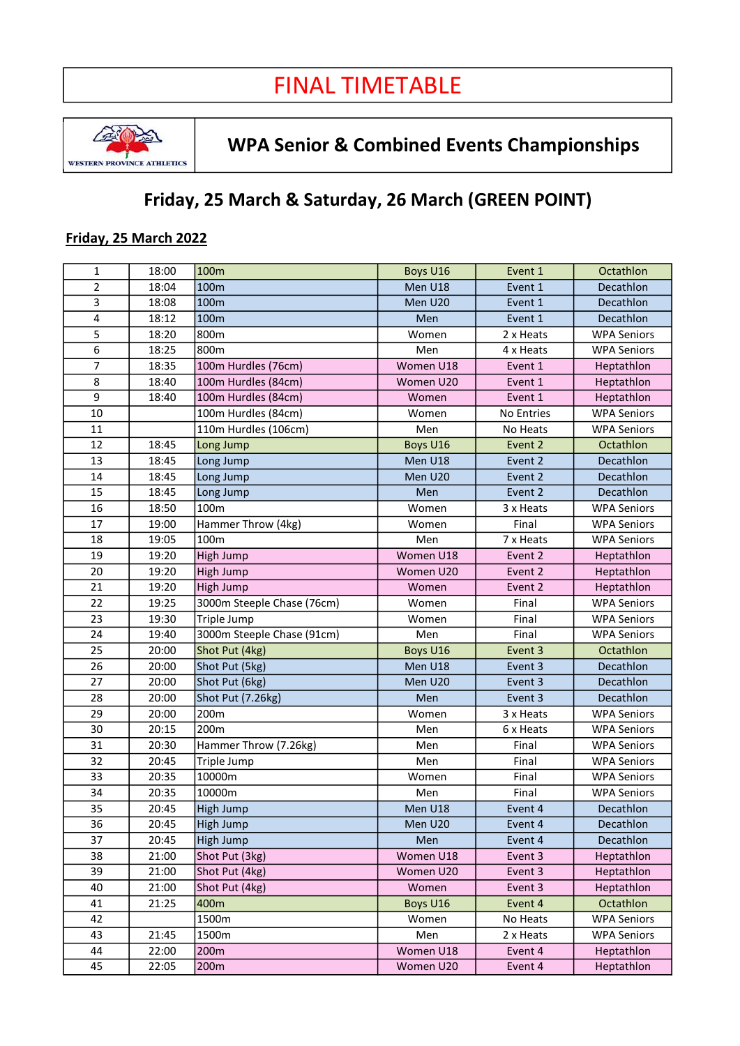# FINAL TIMETABLE

WESTERN PROVINCE ATHLETICS

## WPA Senior & Combined Events Championships

### Friday, 25 March & Saturday, 26 March (GREEN POINT)

**Friday, 25 March 2022**

| | | | | | |
|---|---|---|---|---|---|
| 1 | 18:00 | 100m | Boys U16 | Event 1 | Octathlon |
| 2 | 18:04 | 100m | Men U18 | Event 1 | Decathlon |
| 3 | 18:08 | 100m | Men U20 | Event 1 | Decathlon |
| 4 | 18:12 | 100m | Men | Event 1 | Decathlon |
| 5 | 18:20 | 800m | Women | 2 x Heats | WPA Seniors |
| 6 | 18:25 | 800m | Men | 4 x Heats | WPA Seniors |
| 7 | 18:35 | 100m Hurdles (76cm) | Women U18 | Event 1 | Heptathlon |
| 8 | 18:40 | 100m Hurdles (84cm) | Women U20 | Event 1 | Heptathlon |
| 9 | 18:40 | 100m Hurdles (84cm) | Women | Event 1 | Heptathlon |
| 10 | | 100m Hurdles (84cm) | Women | No Entries | WPA Seniors |
| 11 | | 110m Hurdles (106cm) | Men | No Heats | WPA Seniors |
| 12 | 18:45 | Long Jump | Boys U16 | Event 2 | Octathlon |
| 13 | 18:45 | Long Jump | Men U18 | Event 2 | Decathlon |
| 14 | 18:45 | Long Jump | Men U20 | Event 2 | Decathlon |
| 15 | 18:45 | Long Jump | Men | Event 2 | Decathlon |
| 16 | 18:50 | 100m | Women | 3 x Heats | WPA Seniors |
| 17 | 19:00 | Hammer Throw (4kg) | Women | Final | WPA Seniors |
| 18 | 19:05 | 100m | Men | 7 x Heats | WPA Seniors |
| 19 | 19:20 | High Jump | Women U18 | Event 2 | Heptathlon |
| 20 | 19:20 | High Jump | Women U20 | Event 2 | Heptathlon |
| 21 | 19:20 | High Jump | Women | Event 2 | Heptathlon |
| 22 | 19:25 | 3000m Steeple Chase (76cm) | Women | Final | WPA Seniors |
| 23 | 19:30 | Triple Jump | Women | Final | WPA Seniors |
| 24 | 19:40 | 3000m Steeple Chase (91cm) | Men | Final | WPA Seniors |
| 25 | 20:00 | Shot Put (4kg) | Boys U16 | Event 3 | Octathlon |
| 26 | 20:00 | Shot Put (5kg) | Men U18 | Event 3 | Decathlon |
| 27 | 20:00 | Shot Put (6kg) | Men U20 | Event 3 | Decathlon |
| 28 | 20:00 | Shot Put (7.26kg) | Men | Event 3 | Decathlon |
| 29 | 20:00 | 200m | Women | 3 x Heats | WPA Seniors |
| 30 | 20:15 | 200m | Men | 6 x Heats | WPA Seniors |
| 31 | 20:30 | Hammer Throw (7.26kg) | Men | Final | WPA Seniors |
| 32 | 20:45 | Triple Jump | Men | Final | WPA Seniors |
| 33 | 20:35 | 10000m | Women | Final | WPA Seniors |
| 34 | 20:35 | 10000m | Men | Final | WPA Seniors |
| 35 | 20:45 | High Jump | Men U18 | Event 4 | Decathlon |
| 36 | 20:45 | High Jump | Men U20 | Event 4 | Decathlon |
| 37 | 20:45 | High Jump | Men | Event 4 | Decathlon |
| 38 | 21:00 | Shot Put (3kg) | Women U18 | Event 3 | Heptathlon |
| 39 | 21:00 | Shot Put (4kg) | Women U20 | Event 3 | Heptathlon |
| 40 | 21:00 | Shot Put (4kg) | Women | Event 3 | Heptathlon |
| 41 | 21:25 | 400m | Boys U16 | Event 4 | Octathlon |
| 42 | | 1500m | Women | No Heats | WPA Seniors |
| 43 | 21:45 | 1500m | Men | 2 x Heats | WPA Seniors |
| 44 | 22:00 | 200m | Women U18 | Event 4 | Heptathlon |
| 45 | 22:05 | 200m | Women U20 | Event 4 | Heptathlon |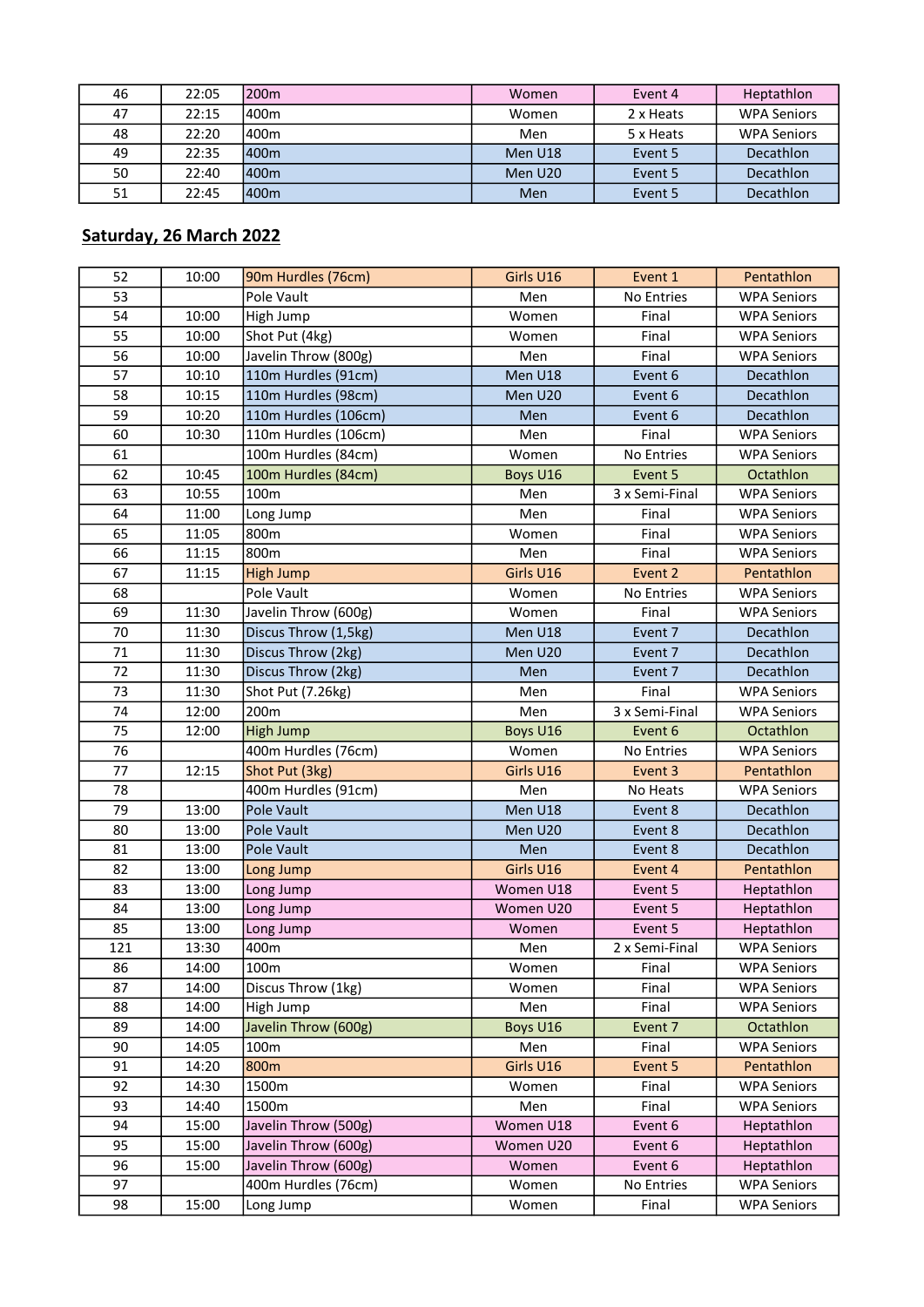| 46 | 22:05 | 200m | Women | Event 4 | Heptathlon |
|---|---|---|---|---|---|
| 47 | 22:15 | 400m | Women | 2 x Heats | WPA Seniors |
| 48 | 22:20 | 400m | Men | 5 x Heats | WPA Seniors |
| 49 | 22:35 | 400m | Men U18 | Event 5 | Decathlon |
| 50 | 22:40 | 400m | Men U20 | Event 5 | Decathlon |
| 51 | 22:45 | 400m | Men | Event 5 | Decathlon |

## Saturday, 26 March 2022

| 52 | 10:00 | 90m Hurdles (76cm) | Girls U16 | Event 1 | Pentathlon |
|---|---|---|---|---|---|
| 53 | | Pole Vault | Men | No Entries | WPA Seniors |
| 54 | 10:00 | High Jump | Women | Final | WPA Seniors |
| 55 | 10:00 | Shot Put (4kg) | Women | Final | WPA Seniors |
| 56 | 10:00 | Javelin Throw (800g) | Men | Final | WPA Seniors |
| 57 | 10:10 | 110m Hurdles (91cm) | Men U18 | Event 6 | Decathlon |
| 58 | 10:15 | 110m Hurdles (98cm) | Men U20 | Event 6 | Decathlon |
| 59 | 10:20 | 110m Hurdles (106cm) | Men | Event 6 | Decathlon |
| 60 | 10:30 | 110m Hurdles (106cm) | Men | Final | WPA Seniors |
| 61 | | 100m Hurdles (84cm) | Women | No Entries | WPA Seniors |
| 62 | 10:45 | 100m Hurdles (84cm) | Boys U16 | Event 5 | Octathlon |
| 63 | 10:55 | 100m | Men | 3 x Semi-Final | WPA Seniors |
| 64 | 11:00 | Long Jump | Men | Final | WPA Seniors |
| 65 | 11:05 | 800m | Women | Final | WPA Seniors |
| 66 | 11:15 | 800m | Men | Final | WPA Seniors |
| 67 | 11:15 | High Jump | Girls U16 | Event 2 | Pentathlon |
| 68 | | Pole Vault | Women | No Entries | WPA Seniors |
| 69 | 11:30 | Javelin Throw (600g) | Women | Final | WPA Seniors |
| 70 | 11:30 | Discus Throw (1,5kg) | Men U18 | Event 7 | Decathlon |
| 71 | 11:30 | Discus Throw (2kg) | Men U20 | Event 7 | Decathlon |
| 72 | 11:30 | Discus Throw (2kg) | Men | Event 7 | Decathlon |
| 73 | 11:30 | Shot Put (7.26kg) | Men | Final | WPA Seniors |
| 74 | 12:00 | 200m | Men | 3 x Semi-Final | WPA Seniors |
| 75 | 12:00 | High Jump | Boys U16 | Event 6 | Octathlon |
| 76 | | 400m Hurdles (76cm) | Women | No Entries | WPA Seniors |
| 77 | 12:15 | Shot Put (3kg) | Girls U16 | Event 3 | Pentathlon |
| 78 | | 400m Hurdles (91cm) | Men | No Heats | WPA Seniors |
| 79 | 13:00 | Pole Vault | Men U18 | Event 8 | Decathlon |
| 80 | 13:00 | Pole Vault | Men U20 | Event 8 | Decathlon |
| 81 | 13:00 | Pole Vault | Men | Event 8 | Decathlon |
| 82 | 13:00 | Long Jump | Girls U16 | Event 4 | Pentathlon |
| 83 | 13:00 | Long Jump | Women U18 | Event 5 | Heptathlon |
| 84 | 13:00 | Long Jump | Women U20 | Event 5 | Heptathlon |
| 85 | 13:00 | Long Jump | Women | Event 5 | Heptathlon |
| 121 | 13:30 | 400m | Men | 2 x Semi-Final | WPA Seniors |
| 86 | 14:00 | 100m | Women | Final | WPA Seniors |
| 87 | 14:00 | Discus Throw (1kg) | Women | Final | WPA Seniors |
| 88 | 14:00 | High Jump | Men | Final | WPA Seniors |
| 89 | 14:00 | Javelin Throw (600g) | Boys U16 | Event 7 | Octathlon |
| 90 | 14:05 | 100m | Men | Final | WPA Seniors |
| 91 | 14:20 | 800m | Girls U16 | Event 5 | Pentathlon |
| 92 | 14:30 | 1500m | Women | Final | WPA Seniors |
| 93 | 14:40 | 1500m | Men | Final | WPA Seniors |
| 94 | 15:00 | Javelin Throw (500g) | Women U18 | Event 6 | Heptathlon |
| 95 | 15:00 | Javelin Throw (600g) | Women U20 | Event 6 | Heptathlon |
| 96 | 15:00 | Javelin Throw (600g) | Women | Event 6 | Heptathlon |
| 97 | | 400m Hurdles (76cm) | Women | No Entries | WPA Seniors |
| 98 | 15:00 | Long Jump | Women | Final | WPA Seniors |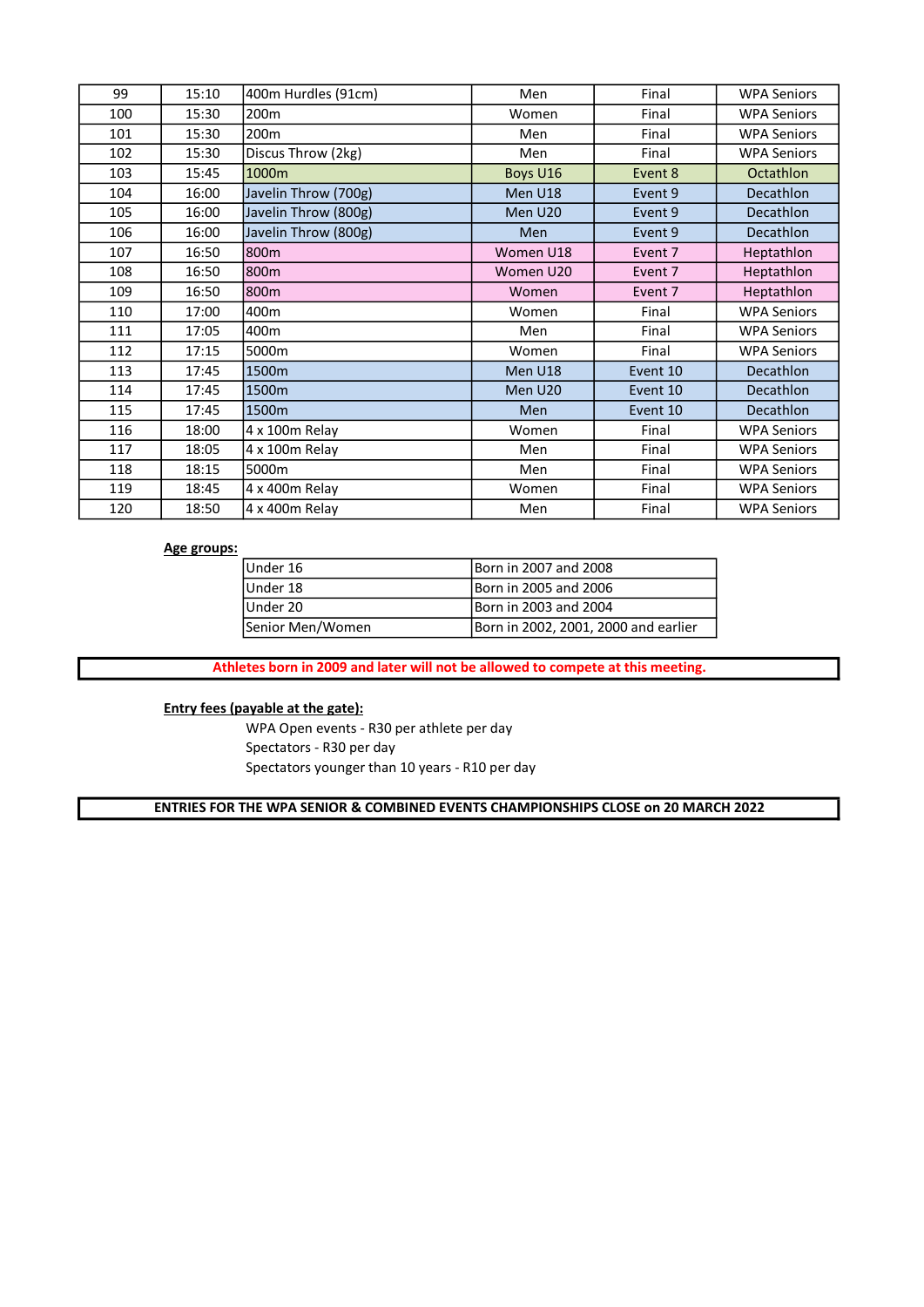| | | | | | |
|---|---|---|---|---|---|
| 99 | 15:10 | 400m Hurdles (91cm) | Men | Final | WPA Seniors |
| 100 | 15:30 | 200m | Women | Final | WPA Seniors |
| 101 | 15:30 | 200m | Men | Final | WPA Seniors |
| 102 | 15:30 | Discus Throw (2kg) | Men | Final | WPA Seniors |
| 103 | 15:45 | 1000m | Boys U16 | Event 8 | Octathlon |
| 104 | 16:00 | Javelin Throw (700g) | Men U18 | Event 9 | Decathlon |
| 105 | 16:00 | Javelin Throw (800g) | Men U20 | Event 9 | Decathlon |
| 106 | 16:00 | Javelin Throw (800g) | Men | Event 9 | Decathlon |
| 107 | 16:50 | 800m | Women U18 | Event 7 | Heptathlon |
| 108 | 16:50 | 800m | Women U20 | Event 7 | Heptathlon |
| 109 | 16:50 | 800m | Women | Event 7 | Heptathlon |
| 110 | 17:00 | 400m | Women | Final | WPA Seniors |
| 111 | 17:05 | 400m | Men | Final | WPA Seniors |
| 112 | 17:15 | 5000m | Women | Final | WPA Seniors |
| 113 | 17:45 | 1500m | Men U18 | Event 10 | Decathlon |
| 114 | 17:45 | 1500m | Men U20 | Event 10 | Decathlon |
| 115 | 17:45 | 1500m | Men | Event 10 | Decathlon |
| 116 | 18:00 | 4 x 100m Relay | Women | Final | WPA Seniors |
| 117 | 18:05 | 4 x 100m Relay | Men | Final | WPA Seniors |
| 118 | 18:15 | 5000m | Men | Final | WPA Seniors |
| 119 | 18:45 | 4 x 400m Relay | Women | Final | WPA Seniors |
| 120 | 18:50 | 4 x 400m Relay | Men | Final | WPA Seniors |

**Age groups:**

| | |
|---|---|
| Under 16 | Born in 2007 and 2008 |
| Under 18 | Born in 2005 and 2006 |
| Under 20 | Born in 2003 and 2004 |
| Senior Men/Women | Born in 2002, 2001, 2000 and earlier |

**Athletes born in 2009 and later will not be allowed to compete at this meeting.**

**Entry fees (payable at the gate):**

WPA Open events - R30 per athlete per day
Spectators - R30 per day
Spectators younger than 10 years - R10 per day

**ENTRIES FOR THE WPA SENIOR & COMBINED EVENTS CHAMPIONSHIPS CLOSE on 20 MARCH 2022**